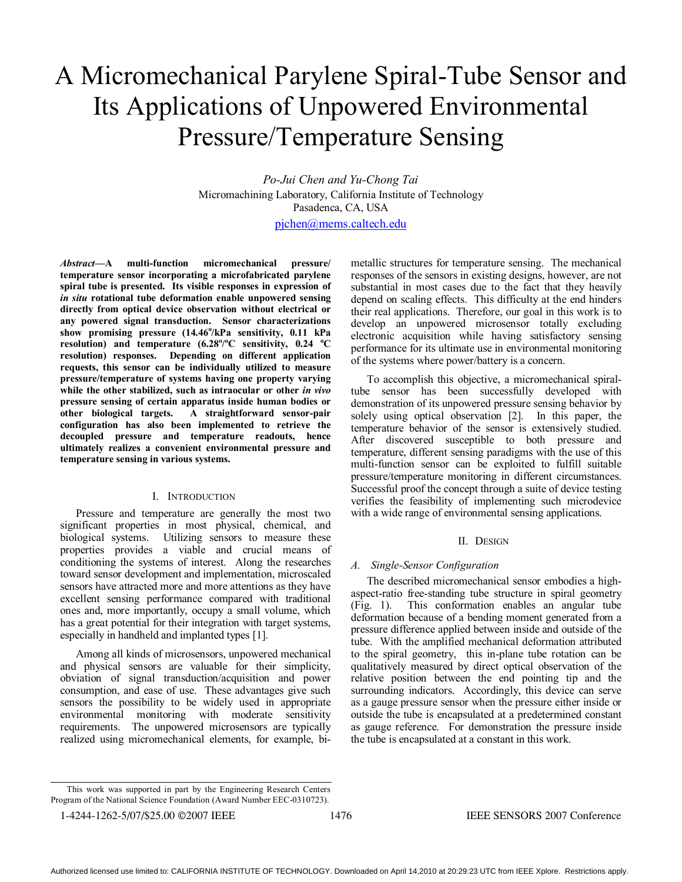# A Micromechanical Parylene Spiral-Tube Sensor and Its Applications of Unpowered Environmental Pressure/Temperature Sensing

*Po-Jui Chen and Yu-Chong Tai*
Micromachining Laboratory, California Institute of Technology
Pasadenca, CA, USA
pjchen@mems.caltech.edu

***Abstract*—A multi-function micromechanical pressure/ temperature sensor incorporating a microfabricated parylene spiral tube is presented. Its visible responses in expression of *in situ* rotational tube deformation enable unpowered sensing directly from optical device observation without electrical or any powered signal transduction. Sensor characterizations show promising pressure (14.46°/kPa sensitivity, 0.11 kPa resolution) and temperature (6.28°/°C sensitivity, 0.24 °C resolution) responses. Depending on different application requests, this sensor can be individually utilized to measure pressure/temperature of systems having one property varying while the other stabilized, such as intraocular or other *in vivo* pressure sensing of certain apparatus inside human bodies or other biological targets. A straightforward sensor-pair configuration has also been implemented to retrieve the decoupled pressure and temperature readouts, hence ultimately realizes a convenient environmental pressure and temperature sensing in various systems.**

## I. Introduction

Pressure and temperature are generally the most two significant properties in most physical, chemical, and biological systems. Utilizing sensors to measure these properties provides a viable and crucial means of conditioning the systems of interest. Along the researches toward sensor development and implementation, microscaled sensors have attracted more and more attentions as they have excellent sensing performance compared with traditional ones and, more importantly, occupy a small volume, which has a great potential for their integration with target systems, especially in handheld and implanted types [1].

Among all kinds of microsensors, unpowered mechanical and physical sensors are valuable for their simplicity, obviation of signal transduction/acquisition and power consumption, and ease of use. These advantages give such sensors the possibility to be widely used in appropriate environmental monitoring with moderate sensitivity requirements. The unpowered microsensors are typically realized using micromechanical elements, for example, bi-metallic structures for temperature sensing. The mechanical responses of the sensors in existing designs, however, are not substantial in most cases due to the fact that they heavily depend on scaling effects. This difficulty at the end hinders their real applications. Therefore, our goal in this work is to develop an unpowered microsensor totally excluding electronic acquisition while having satisfactory sensing performance for its ultimate use in environmental monitoring of the systems where power/battery is a concern.

To accomplish this objective, a micromechanical spiral-tube sensor has been successfully developed with demonstration of its unpowered pressure sensing behavior by solely using optical observation [2]. In this paper, the temperature behavior of the sensor is extensively studied. After discovered susceptible to both pressure and temperature, different sensing paradigms with the use of this multi-function sensor can be exploited to fulfill suitable pressure/temperature monitoring in different circumstances. Successful proof the concept through a suite of device testing verifies the feasibility of implementing such microdevice with a wide range of environmental sensing applications.

## II. Design

### *A. Single-Sensor Configuration*

The described micromechanical sensor embodies a high-aspect-ratio free-standing tube structure in spiral geometry (Fig. 1). This conformation enables an angular tube deformation because of a bending moment generated from a pressure difference applied between inside and outside of the tube. With the amplified mechanical deformation attributed to the spiral geometry, this in-plane tube rotation can be qualitatively measured by direct optical observation of the relative position between the end pointing tip and the surrounding indicators. Accordingly, this device can serve as a gauge pressure sensor when the pressure either inside or outside the tube is encapsulated at a predetermined constant as gauge reference. For demonstration the pressure inside the tube is encapsulated at a constant in this work.

This work was supported in part by the Engineering Research Centers Program of the National Science Foundation (Award Number EEC-0310723).

1-4244-1262-5/07/$25.00 ©2007 IEEE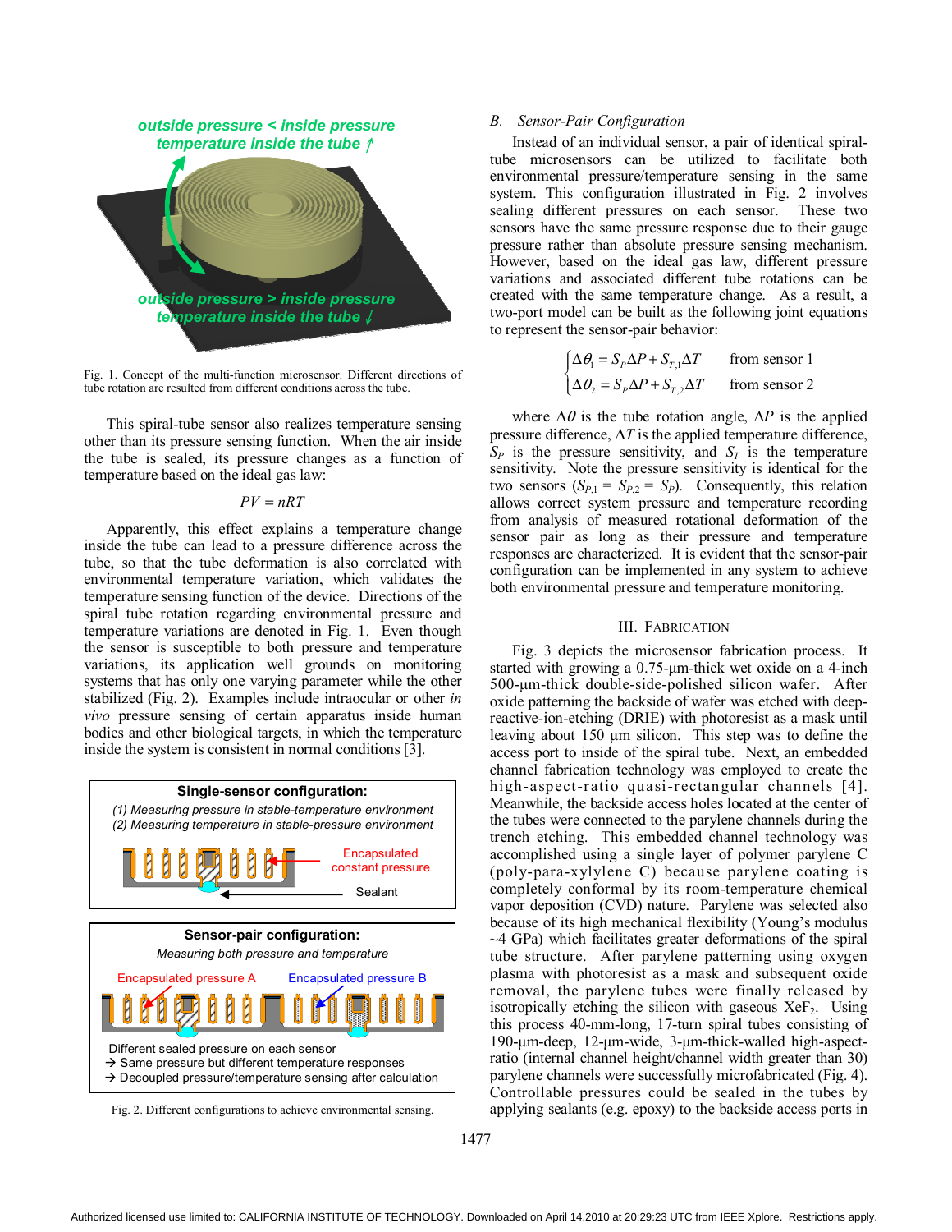Fig. 1. Concept of the multi-function microsensor. Different directions of tube rotation are resulted from different conditions across the tube.

This spiral-tube sensor also realizes temperature sensing other than its pressure sensing function. When the air inside the tube is sealed, its pressure changes as a function of temperature based on the ideal gas law:

$$PV = nRT$$

Apparently, this effect explains a temperature change inside the tube can lead to a pressure difference across the tube, so that the tube deformation is also correlated with environmental temperature variation, which validates the temperature sensing function of the device. Directions of the spiral tube rotation regarding environmental pressure and temperature variations are denoted in Fig. 1. Even though the sensor is susceptible to both pressure and temperature variations, its application well grounds on monitoring systems that has only one varying parameter while the other stabilized (Fig. 2). Examples include intraocular or other *in vivo* pressure sensing of certain apparatus inside human bodies and other biological targets, in which the temperature inside the system is consistent in normal conditions [3].

Fig. 2. Different configurations to achieve environmental sensing.

## B. Sensor-Pair Configuration

Instead of an individual sensor, a pair of identical spiral-tube microsensors can be utilized to facilitate both environmental pressure/temperature sensing in the same system. This configuration illustrated in Fig. 2 involves sealing different pressures on each sensor. These two sensors have the same pressure response due to their gauge pressure rather than absolute pressure sensing mechanism. However, based on the ideal gas law, different pressure variations and associated different tube rotations can be created with the same temperature change. As a result, a two-port model can be built as the following joint equations to represent the sensor-pair behavior:

$$\begin{cases} \Delta\theta_1 = S_P \Delta P + S_{T,1} \Delta T & \text{from sensor 1} \\ \Delta\theta_2 = S_P \Delta P + S_{T,2} \Delta T & \text{from sensor 2} \end{cases}$$

where $\Delta\theta$ is the tube rotation angle, $\Delta P$ is the applied pressure difference, $\Delta T$ is the applied temperature difference, $S_P$ is the pressure sensitivity, and $S_T$ is the temperature sensitivity. Note the pressure sensitivity is identical for the two sensors ($S_{P,1} = S_{P,2} = S_P$). Consequently, this relation allows correct system pressure and temperature recording from analysis of measured rotational deformation of the sensor pair as long as their pressure and temperature responses are characterized. It is evident that the sensor-pair configuration can be implemented in any system to achieve both environmental pressure and temperature monitoring.

## III. Fabrication

Fig. 3 depicts the microsensor fabrication process. It started with growing a 0.75-µm-thick wet oxide on a 4-inch 500-µm-thick double-side-polished silicon wafer. After oxide patterning the backside of wafer was etched with deep-reactive-ion-etching (DRIE) with photoresist as a mask until leaving about 150 µm silicon. This step was to define the access port to inside of the spiral tube. Next, an embedded channel fabrication technology was employed to create the high-aspect-ratio quasi-rectangular channels [4]. Meanwhile, the backside access holes located at the center of the tubes were connected to the parylene channels during the trench etching. This embedded channel technology was accomplished using a single layer of polymer parylene C (poly-para-xylylene C) because parylene coating is completely conformal by its room-temperature chemical vapor deposition (CVD) nature. Parylene was selected also because of its high mechanical flexibility (Young's modulus ~4 GPa) which facilitates greater deformations of the spiral tube structure. After parylene patterning using oxygen plasma with photoresist as a mask and subsequent oxide removal, the parylene tubes were finally released by isotropically etching the silicon with gaseous $XeF_2$. Using this process 40-mm-long, 17-turn spiral tubes consisting of 190-µm-deep, 12-µm-wide, 3-µm-thick-walled high-aspect-ratio (internal channel height/channel width greater than 30) parylene channels were successfully microfabricated (Fig. 4). Controllable pressures could be sealed in the tubes by applying sealants (e.g. epoxy) to the backside access ports in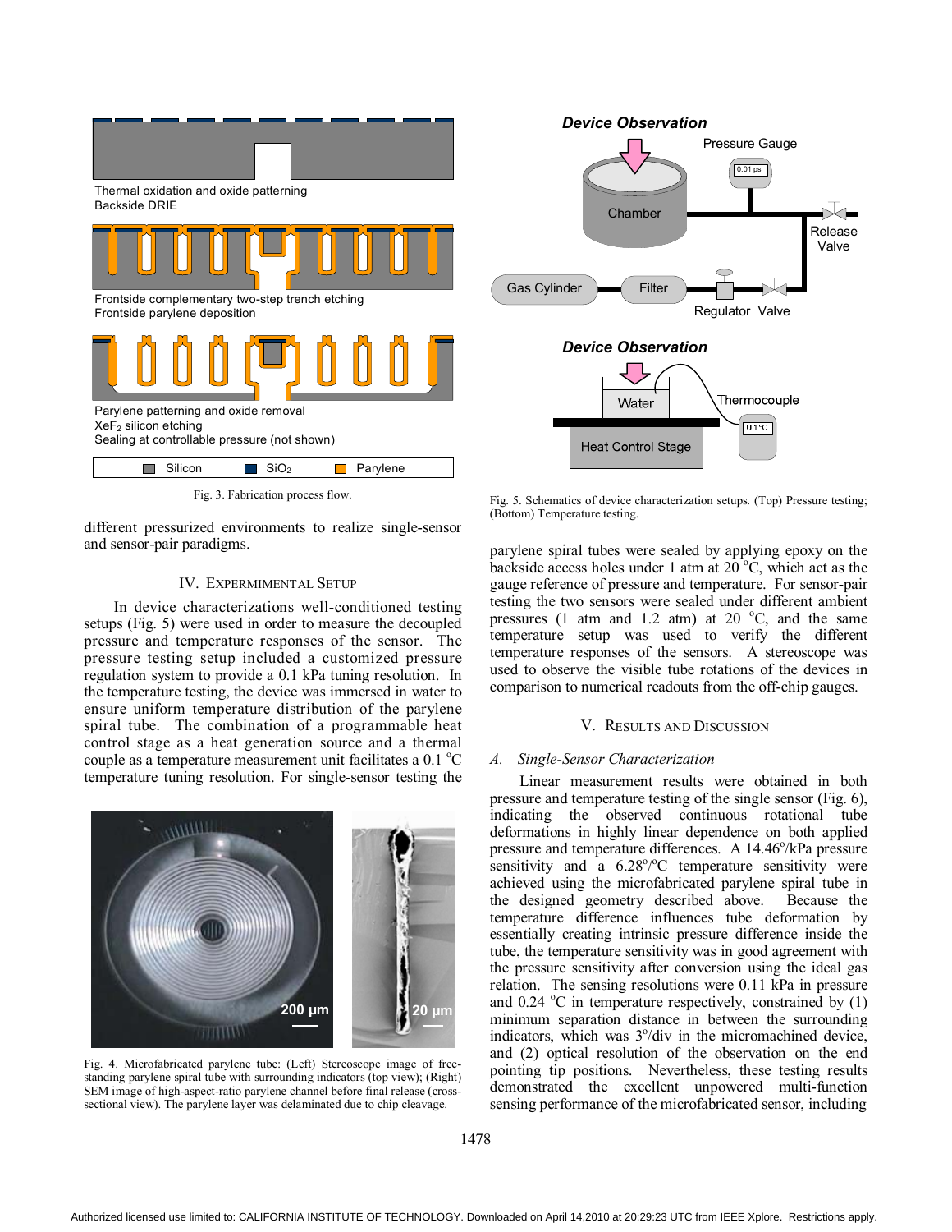Fig. 3. Fabrication process flow.

different pressurized environments to realize single-sensor and sensor-pair paradigms.

## IV. Expermimental Setup

In device characterizations well-conditioned testing setups (Fig. 5) were used in order to measure the decoupled pressure and temperature responses of the sensor. The pressure testing setup included a customized pressure regulation system to provide a 0.1 kPa tuning resolution. In the temperature testing, the device was immersed in water to ensure uniform temperature distribution of the parylene spiral tube. The combination of a programmable heat control stage as a heat generation source and a thermal couple as a temperature measurement unit facilitates a 0.1 $^{o}$C temperature tuning resolution. For single-sensor testing the parylene spiral tubes were sealed by applying epoxy on the backside access holes under 1 atm at 20 $^{o}$C, which act as the gauge reference of pressure and temperature. For sensor-pair testing the two sensors were sealed under different ambient pressures (1 atm and 1.2 atm) at 20 $^{o}$C, and the same temperature setup was used to verify the different temperature responses of the sensors. A stereoscope was used to observe the visible tube rotations of the devices in comparison to numerical readouts from the off-chip gauges.

Fig. 4. Microfabricated parylene tube: (Left) Stereoscope image of free-standing parylene spiral tube with surrounding indicators (top view); (Right) SEM image of high-aspect-ratio parylene channel before final release (cross-sectional view). The parylene layer was delaminated due to chip cleavage.

Fig. 5. Schematics of device characterization setups. (Top) Pressure testing; (Bottom) Temperature testing.

## V. Results and Discussion

### *A. Single-Sensor Characterization*

Linear measurement results were obtained in both pressure and temperature testing of the single sensor (Fig. 6), indicating the observed continuous rotational tube deformations in highly linear dependence on both applied pressure and temperature differences. A 14.46$^{o}$/kPa pressure sensitivity and a 6.28$^{o}$/$^{o}$C temperature sensitivity were achieved using the microfabricated parylene spiral tube in the designed geometry described above. Because the temperature difference influences tube deformation by essentially creating intrinsic pressure difference inside the tube, the temperature sensitivity was in good agreement with the pressure sensitivity after conversion using the ideal gas relation. The sensing resolutions were 0.11 kPa in pressure and 0.24 $^{o}$C in temperature respectively, constrained by (1) minimum separation distance in between the surrounding indicators, which was 3$^{o}$/div in the micromachined device, and (2) optical resolution of the observation on the end pointing tip positions. Nevertheless, these testing results demonstrated the excellent unpowered multi-function sensing performance of the microfabricated sensor, including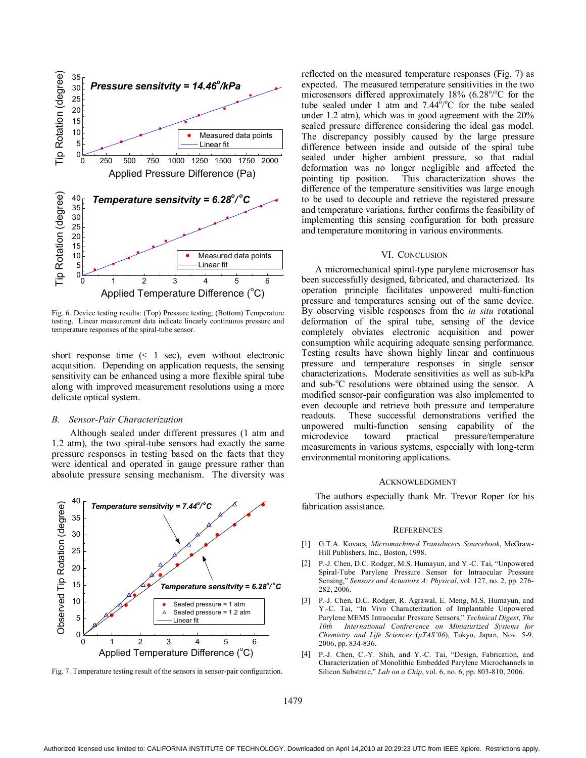Pressure sensitvity = 14.46°/kPa

Tip Rotation (degree)

0 5 10 15 20 25 30 35

0 250 500 750 1000 1250 1500 1750 2000

Applied Pressure Difference (Pa)

Measured data points
Linear fit

Temperature sensitivity = 6.28°/°C

Tip Rotation (degree)

0 5 10 15 20 25 30 35 40

0 1 2 3 4 5 6

Applied Temperature Difference (°C)

Measured data points
Linear fit

Fig. 6. Device testing results: (Top) Pressure testing; (Bottom) Temperature testing. Linear measurement data indicate linearly continuous pressure and temperature responses of the spiral-tube sensor.

short response time (< 1 sec), even without electronic acquisition. Depending on application requests, the sensing sensitivity can be enhanced using a more flexible spiral tube along with improved measurement resolutions using a more delicate optical system.

### *B. Sensor-Pair Characterization*

Although sealed under different pressures (1 atm and 1.2 atm), the two spiral-tube sensors had exactly the same pressure responses in testing based on the facts that they were identical and operated in gauge pressure rather than absolute pressure sensing mechanism. The diversity was reflected on the measured temperature responses (Fig. 7) as expected. The measured temperature sensitivities in the two microsensors differed approximately 18% (6.28°/°C for the tube sealed under 1 atm and 7.44°/°C for the tube sealed under 1.2 atm), which was in good agreement with the 20% sealed pressure difference considering the ideal gas model. The discrepancy possibly caused by the large pressure difference between inside and outside of the spiral tube sealed under higher ambient pressure, so that radial deformation was no longer negligible and affected the pointing tip position. This characterization shows the difference of the temperature sensitivities was large enough to be used to decouple and retrieve the registered pressure and temperature variations, further confirms the feasibility of implementing this sensing configuration for both pressure and temperature monitoring in various environments.

Temperature sensitivity = 7.44°/°C

Temperature sensitivity = 6.28°/°C

Observed Tip Rotation (degree)

0 5 10 15 20 25 30 35 40

0 1 2 3 4 5 6

Applied Temperature Difference (°C)

Sealed pressure = 1 atm
Sealed pressure = 1.2 atm
Linear fit

Fig. 7. Temperature testing result of the sensors in sensor-pair configuration.

## VI. Conclusion

A micromechanical spiral-type parylene microsensor has been successfully designed, fabricated, and characterized. Its operation principle facilitates unpowered multi-function pressure and temperatures sensing out of the same device. By observing visible responses from the *in situ* rotational deformation of the spiral tube, sensing of the device completely obviates electronic acquisition and power consumption while acquiring adequate sensing performance. Testing results have shown highly linear and continuous pressure and temperature responses in single sensor characterizations. Moderate sensitivities as well as sub-kPa and sub-°C resolutions were obtained using the sensor. A modified sensor-pair configuration was also implemented to even decouple and retrieve both pressure and temperature readouts. These successful demonstrations verified the unpowered multi-function sensing capability of the microdevice toward practical pressure/temperature measurements in various systems, especially with long-term environmental monitoring applications.

## Acknowledgment

The authors especially thank Mr. Trevor Roper for his fabrication assistance.

## References

[1] G.T.A. Kovacs, *Micromachined Transducers Sourcebook*, McGraw-Hill Publishers, Inc., Boston, 1998.

[2] P.-J. Chen, D.C. Rodger, M.S. Humayun, and Y.-C. Tai, "Unpowered Spiral-Tube Parylene Pressure Sensor for Intraocular Pressure Sensing," *Sensors and Actuators A: Physical*, vol. 127, no. 2, pp. 276-282, 2006.

[3] P.-J. Chen, D.C. Rodger, R. Agrawal, E. Meng, M.S. Humayun, and Y.-C. Tai, "In Vivo Characterization of Implantable Unpowered Parylene MEMS Intraocular Pressure Sensors," *Technical Digest, The 10th International Confrerence on Miniaturized Systems for Chemistry and Life Sciences* (*µTAS'06*), Tokyo, Japan, Nov. 5-9, 2006, pp. 834-836.

[4] P.-J. Chen, C.-Y. Shih, and Y.-C. Tai, "Design, Fabrication, and Characterization of Monolithic Embedded Parylene Microchannels in Silicon Substrate," *Lab on a Chip*, vol. 6, no. 6, pp. 803-810, 2006.